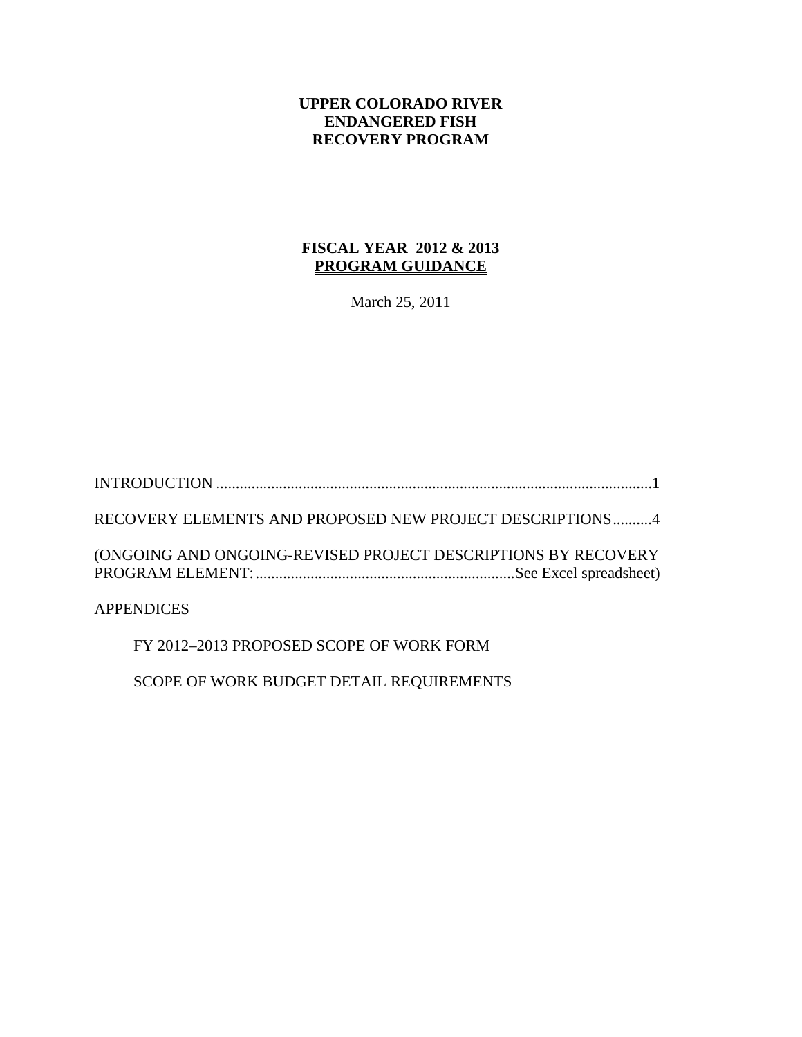# UPPER COLORADO RIVER ENDANGERED FISH RECOVERY PROGRAM

## FISCAL YEAR 2012 & 2013 PROGRAM GUIDANCE

March 25, 2011

INTRODUCTION ..............................................................................................................1

RECOVERY ELEMENTS AND PROPOSED NEW PROJECT DESCRIPTIONS..........4

(ONGOING AND ONGOING-REVISED PROJECT DESCRIPTIONS BY RECOVERY PROGRAM ELEMENT: ..................................................................See Excel spreadsheet)

APPENDICES

- FY 2012–2013 PROPOSED SCOPE OF WORK FORM
- SCOPE OF WORK BUDGET DETAIL REQUIREMENTS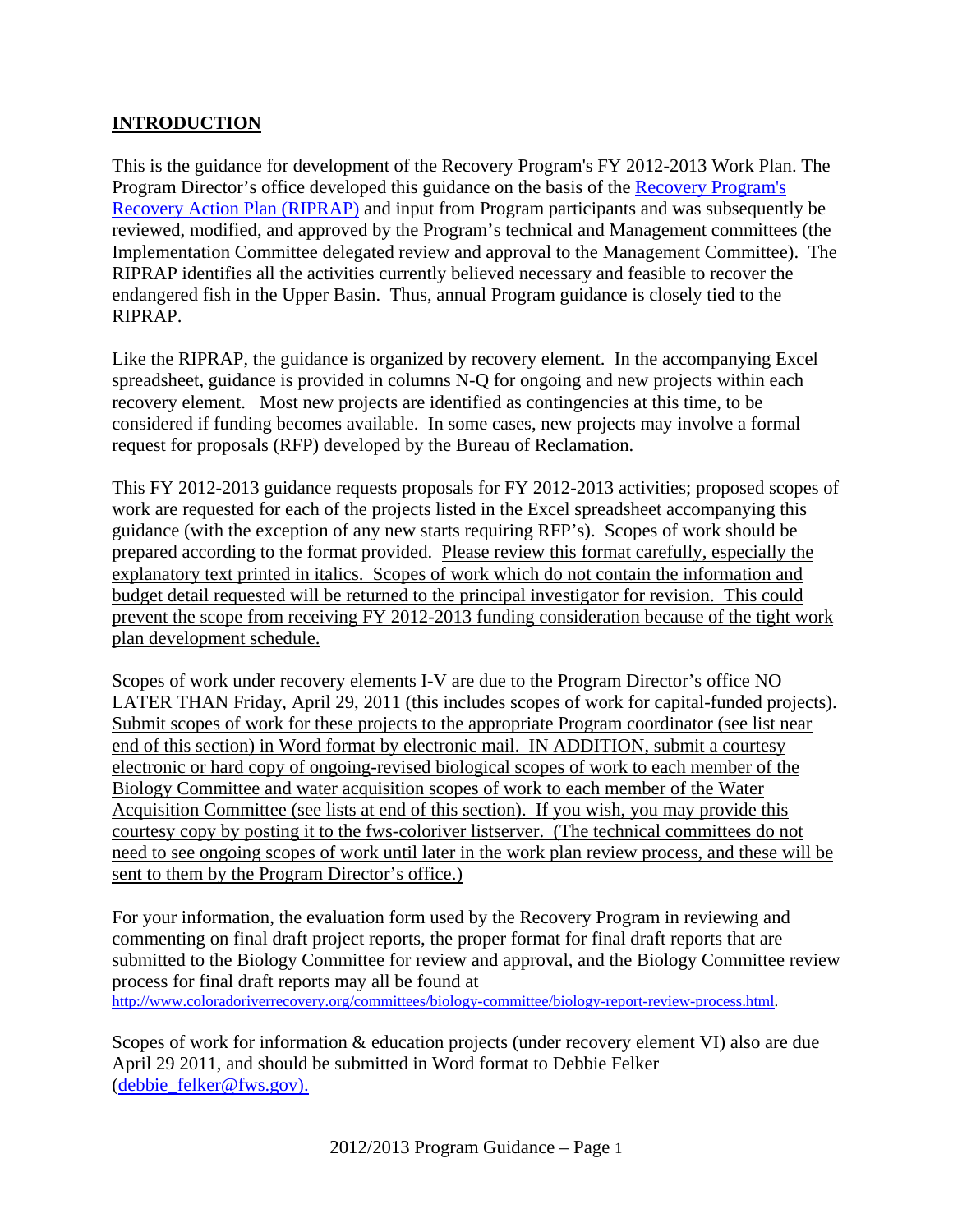## INTRODUCTION

This is the guidance for development of the Recovery Program's FY 2012-2013 Work Plan. The Program Director's office developed this guidance on the basis of the [Recovery Program's Recovery Action Plan (RIPRAP)] and input from Program participants and was subsequently be reviewed, modified, and approved by the Program's technical and Management committees (the Implementation Committee delegated review and approval to the Management Committee). The RIPRAP identifies all the activities currently believed necessary and feasible to recover the endangered fish in the Upper Basin. Thus, annual Program guidance is closely tied to the RIPRAP.

Like the RIPRAP, the guidance is organized by recovery element. In the accompanying Excel spreadsheet, guidance is provided in columns N-Q for ongoing and new projects within each recovery element. Most new projects are identified as contingencies at this time, to be considered if funding becomes available. In some cases, new projects may involve a formal request for proposals (RFP) developed by the Bureau of Reclamation.

This FY 2012-2013 guidance requests proposals for FY 2012-2013 activities; proposed scopes of work are requested for each of the projects listed in the Excel spreadsheet accompanying this guidance (with the exception of any new starts requiring RFP's). Scopes of work should be prepared according to the format provided. <u>Please review this format carefully, especially the explanatory text printed in italics. Scopes of work which do not contain the information and budget detail requested will be returned to the principal investigator for revision. This could prevent the scope from receiving FY 2012-2013 funding consideration because of the tight work plan development schedule.</u>

Scopes of work under recovery elements I-V are due to the Program Director's office NO LATER THAN Friday, April 29, 2011 (this includes scopes of work for capital-funded projects). <u>Submit scopes of work for these projects to the appropriate Program coordinator (see list near end of this section) in Word format by electronic mail. IN ADDITION, submit a courtesy electronic or hard copy of ongoing-revised biological scopes of work to each member of the Biology Committee and water acquisition scopes of work to each member of the Water Acquisition Committee (see lists at end of this section). If you wish, you may provide this courtesy copy by posting it to the fws-coloriver listserver. (The technical committees do not need to see ongoing scopes of work until later in the work plan review process, and these will be sent to them by the Program Director's office.)</u>

For your information, the evaluation form used by the Recovery Program in reviewing and commenting on final draft project reports, the proper format for final draft reports that are submitted to the Biology Committee for review and approval, and the Biology Committee review process for final draft reports may all be found at http://www.coloradoriverrecovery.org/committees/biology-committee/biology-report-review-process.html.

Scopes of work for information & education projects (under recovery element VI) also are due April 29 2011, and should be submitted in Word format to Debbie Felker (debbie_felker@fws.gov).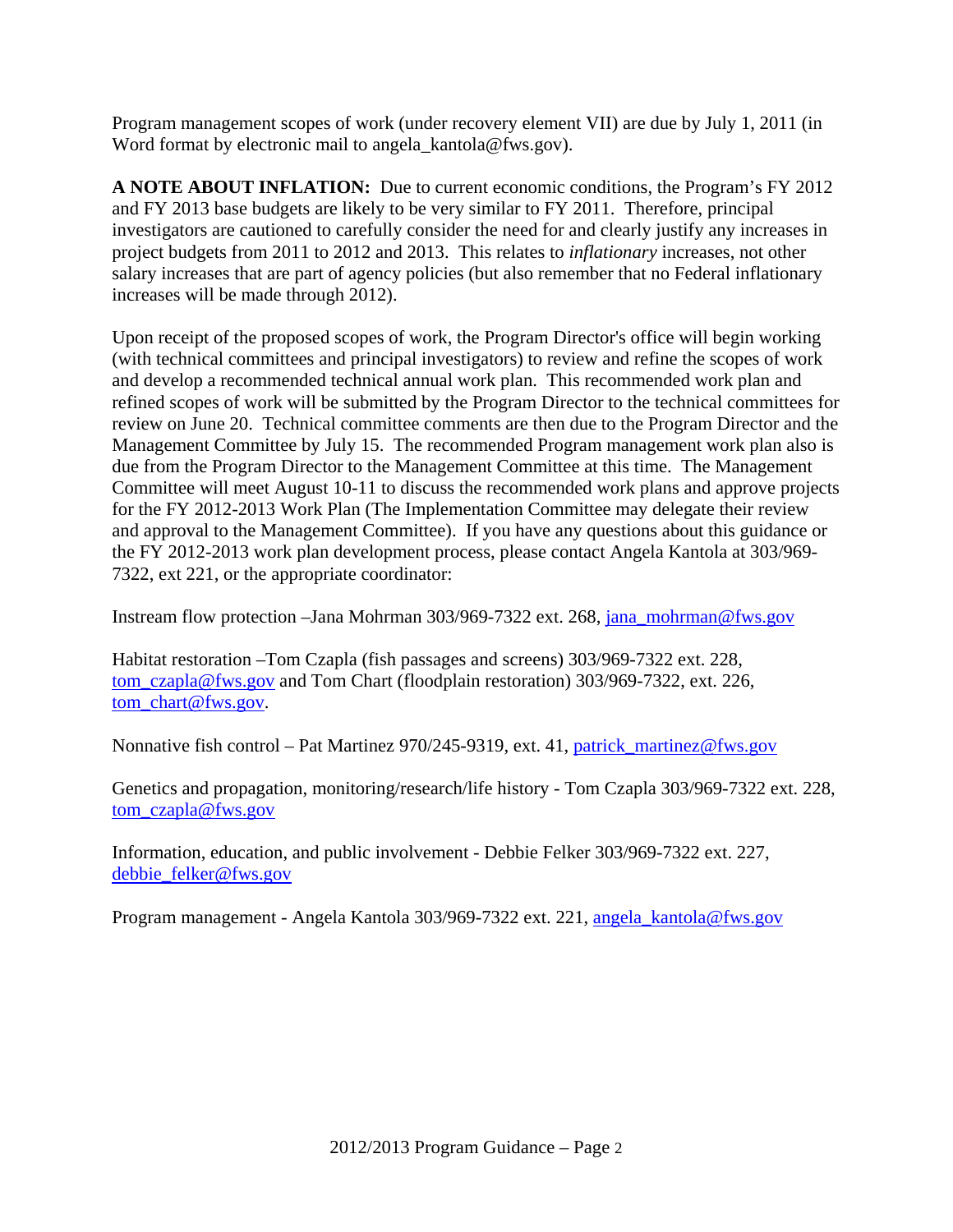Program management scopes of work (under recovery element VII) are due by July 1, 2011 (in Word format by electronic mail to angela_kantola@fws.gov).

**A NOTE ABOUT INFLATION:** Due to current economic conditions, the Program's FY 2012 and FY 2013 base budgets are likely to be very similar to FY 2011. Therefore, principal investigators are cautioned to carefully consider the need for and clearly justify any increases in project budgets from 2011 to 2012 and 2013. This relates to *inflationary* increases, not other salary increases that are part of agency policies (but also remember that no Federal inflationary increases will be made through 2012).

Upon receipt of the proposed scopes of work, the Program Director's office will begin working (with technical committees and principal investigators) to review and refine the scopes of work and develop a recommended technical annual work plan. This recommended work plan and refined scopes of work will be submitted by the Program Director to the technical committees for review on June 20. Technical committee comments are then due to the Program Director and the Management Committee by July 15. The recommended Program management work plan also is due from the Program Director to the Management Committee at this time. The Management Committee will meet August 10-11 to discuss the recommended work plans and approve projects for the FY 2012-2013 Work Plan (The Implementation Committee may delegate their review and approval to the Management Committee). If you have any questions about this guidance or the FY 2012-2013 work plan development process, please contact Angela Kantola at 303/969-7322, ext 221, or the appropriate coordinator:

Instream flow protection –Jana Mohrman 303/969-7322 ext. 268, jana_mohrman@fws.gov

Habitat restoration –Tom Czapla (fish passages and screens) 303/969-7322 ext. 228, tom_czapla@fws.gov and Tom Chart (floodplain restoration) 303/969-7322, ext. 226, tom_chart@fws.gov.

Nonnative fish control – Pat Martinez 970/245-9319, ext. 41, patrick_martinez@fws.gov

Genetics and propagation, monitoring/research/life history - Tom Czapla 303/969-7322 ext. 228, tom_czapla@fws.gov

Information, education, and public involvement - Debbie Felker 303/969-7322 ext. 227, debbie_felker@fws.gov

Program management - Angela Kantola 303/969-7322 ext. 221, angela_kantola@fws.gov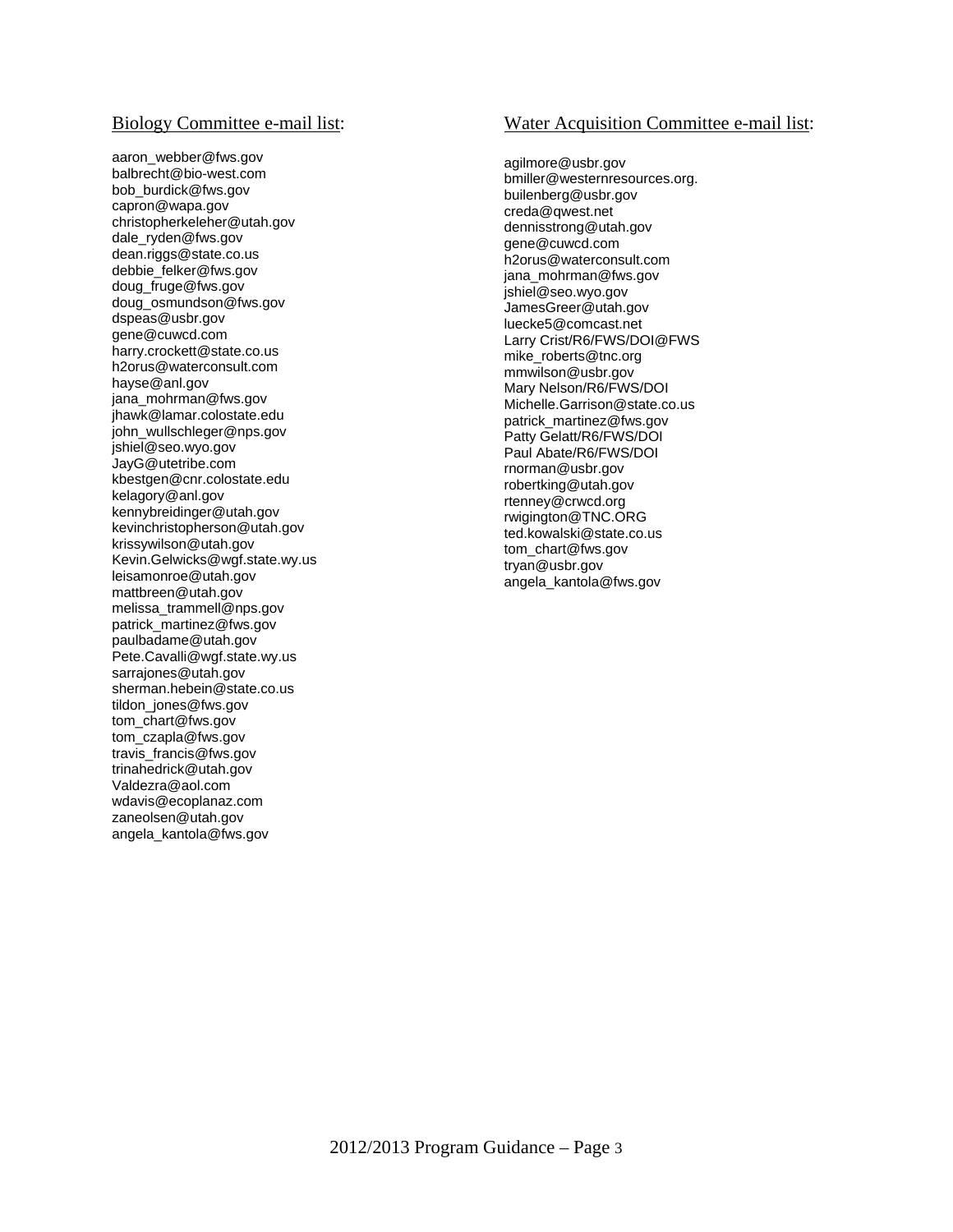<u>Biology Committee e-mail list</u>:

aaron_webber@fws.gov
balbrecht@bio-west.com
bob_burdick@fws.gov
capron@wapa.gov
christopherkeleher@utah.gov
dale_ryden@fws.gov
dean.riggs@state.co.us
debbie_felker@fws.gov
doug_fruge@fws.gov
doug_osmundson@fws.gov
dspeas@usbr.gov
gene@cuwcd.com
harry.crockett@state.co.us
h2orus@waterconsult.com
hayse@anl.gov
jana_mohrman@fws.gov
jhawk@lamar.colostate.edu
john_wullschleger@nps.gov
jshiel@seo.wyo.gov
JayG@utetribe.com
kbestgen@cnr.colostate.edu
kelagory@anl.gov
kennybreidinger@utah.gov
kevinchristopherson@utah.gov
krissywilson@utah.gov
Kevin.Gelwicks@wgf.state.wy.us
leisamonroe@utah.gov
mattbreen@utah.gov
melissa_trammell@nps.gov
patrick_martinez@fws.gov
paulbadame@utah.gov
Pete.Cavalli@wgf.state.wy.us
sarrajones@utah.gov
sherman.hebein@state.co.us
tildon_jones@fws.gov
tom_chart@fws.gov
tom_czapla@fws.gov
travis_francis@fws.gov
trinahedrick@utah.gov
Valdezra@aol.com
wdavis@ecoplanaz.com
zaneolsen@utah.gov
angela_kantola@fws.gov

<u>Water Acquisition Committee e-mail list</u>:

agilmore@usbr.gov
bmiller@westernresources.org.
builenberg@usbr.gov
creda@qwest.net
dennisstrong@utah.gov
gene@cuwcd.com
h2orus@waterconsult.com
jana_mohrman@fws.gov
jshiel@seo.wyo.gov
JamesGreer@utah.gov
luecke5@comcast.net
Larry Crist/R6/FWS/DOI@FWS
mike_roberts@tnc.org
mmwilson@usbr.gov
Mary Nelson/R6/FWS/DOI
Michelle.Garrison@state.co.us
patrick_martinez@fws.gov
Patty Gelatt/R6/FWS/DOI
Paul Abate/R6/FWS/DOI
rnorman@usbr.gov
robertking@utah.gov
rtenney@crwcd.org
rwigington@TNC.ORG
ted.kowalski@state.co.us
tom_chart@fws.gov
tryan@usbr.gov
angela_kantola@fws.gov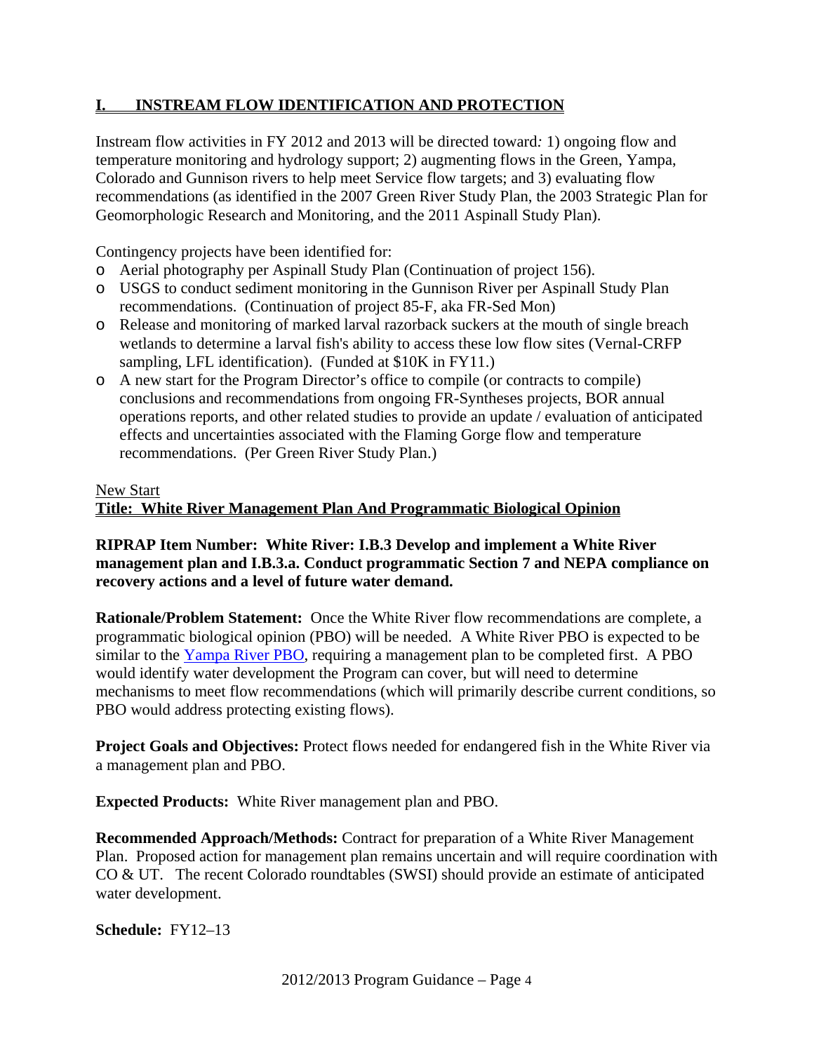## I. INSTREAM FLOW IDENTIFICATION AND PROTECTION

Instream flow activities in FY 2012 and 2013 will be directed toward: 1) ongoing flow and temperature monitoring and hydrology support; 2) augmenting flows in the Green, Yampa, Colorado and Gunnison rivers to help meet Service flow targets; and 3) evaluating flow recommendations (as identified in the 2007 Green River Study Plan, the 2003 Strategic Plan for Geomorphologic Research and Monitoring, and the 2011 Aspinall Study Plan).

Contingency projects have been identified for:

- Aerial photography per Aspinall Study Plan (Continuation of project 156).
- USGS to conduct sediment monitoring in the Gunnison River per Aspinall Study Plan recommendations. (Continuation of project 85-F, aka FR-Sed Mon)
- Release and monitoring of marked larval razorback suckers at the mouth of single breach wetlands to determine a larval fish's ability to access these low flow sites (Vernal-CRFP sampling, LFL identification). (Funded at $10K in FY11.)
- A new start for the Program Director's office to compile (or contracts to compile) conclusions and recommendations from ongoing FR-Syntheses projects, BOR annual operations reports, and other related studies to provide an update / evaluation of anticipated effects and uncertainties associated with the Flaming Gorge flow and temperature recommendations. (Per Green River Study Plan.)

New Start

**Title: White River Management Plan And Programmatic Biological Opinion**

**RIPRAP Item Number: White River: I.B.3 Develop and implement a White River management plan and I.B.3.a. Conduct programmatic Section 7 and NEPA compliance on recovery actions and a level of future water demand.**

**Rationale/Problem Statement:** Once the White River flow recommendations are complete, a programmatic biological opinion (PBO) will be needed. A White River PBO is expected to be similar to the Yampa River PBO, requiring a management plan to be completed first. A PBO would identify water development the Program can cover, but will need to determine mechanisms to meet flow recommendations (which will primarily describe current conditions, so PBO would address protecting existing flows).

**Project Goals and Objectives:** Protect flows needed for endangered fish in the White River via a management plan and PBO.

**Expected Products:** White River management plan and PBO.

**Recommended Approach/Methods:** Contract for preparation of a White River Management Plan. Proposed action for management plan remains uncertain and will require coordination with CO & UT. The recent Colorado roundtables (SWSI) should provide an estimate of anticipated water development.

**Schedule:** FY12–13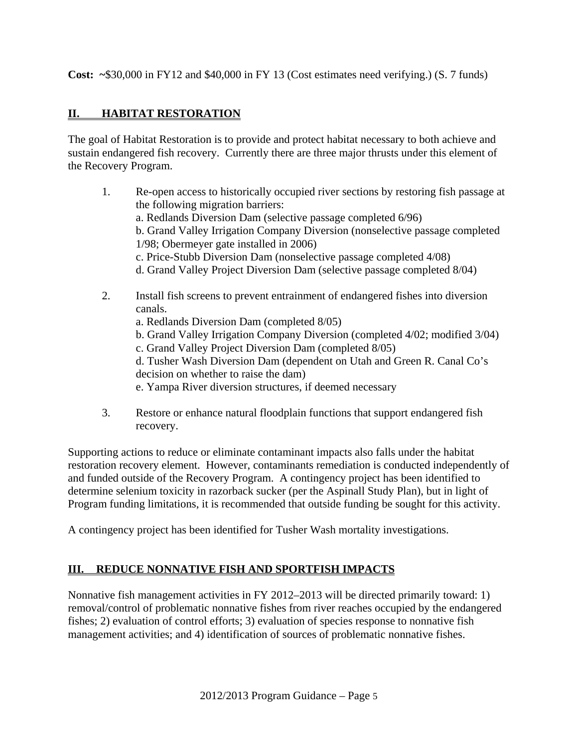**Cost:** ~$30,000 in FY12 and $40,000 in FY 13 (Cost estimates need verifying.) (S. 7 funds)

## II. HABITAT RESTORATION

The goal of Habitat Restoration is to provide and protect habitat necessary to both achieve and sustain endangered fish recovery. Currently there are three major thrusts under this element of the Recovery Program.

1. Re-open access to historically occupied river sections by restoring fish passage at the following migration barriers:
   a. Redlands Diversion Dam (selective passage completed 6/96)
   b. Grand Valley Irrigation Company Diversion (nonselective passage completed 1/98; Obermeyer gate installed in 2006)
   c. Price-Stubb Diversion Dam (nonselective passage completed 4/08)
   d. Grand Valley Project Diversion Dam (selective passage completed 8/04)

2. Install fish screens to prevent entrainment of endangered fishes into diversion canals.
   a. Redlands Diversion Dam (completed 8/05)
   b. Grand Valley Irrigation Company Diversion (completed 4/02; modified 3/04)
   c. Grand Valley Project Diversion Dam (completed 8/05)
   d. Tusher Wash Diversion Dam (dependent on Utah and Green R. Canal Co's decision on whether to raise the dam)
   e. Yampa River diversion structures, if deemed necessary

3. Restore or enhance natural floodplain functions that support endangered fish recovery.

Supporting actions to reduce or eliminate contaminant impacts also falls under the habitat restoration recovery element. However, contaminants remediation is conducted independently of and funded outside of the Recovery Program. A contingency project has been identified to determine selenium toxicity in razorback sucker (per the Aspinall Study Plan), but in light of Program funding limitations, it is recommended that outside funding be sought for this activity.

A contingency project has been identified for Tusher Wash mortality investigations.

## III. REDUCE NONNATIVE FISH AND SPORTFISH IMPACTS

Nonnative fish management activities in FY 2012–2013 will be directed primarily toward: 1) removal/control of problematic nonnative fishes from river reaches occupied by the endangered fishes; 2) evaluation of control efforts; 3) evaluation of species response to nonnative fish management activities; and 4) identification of sources of problematic nonnative fishes.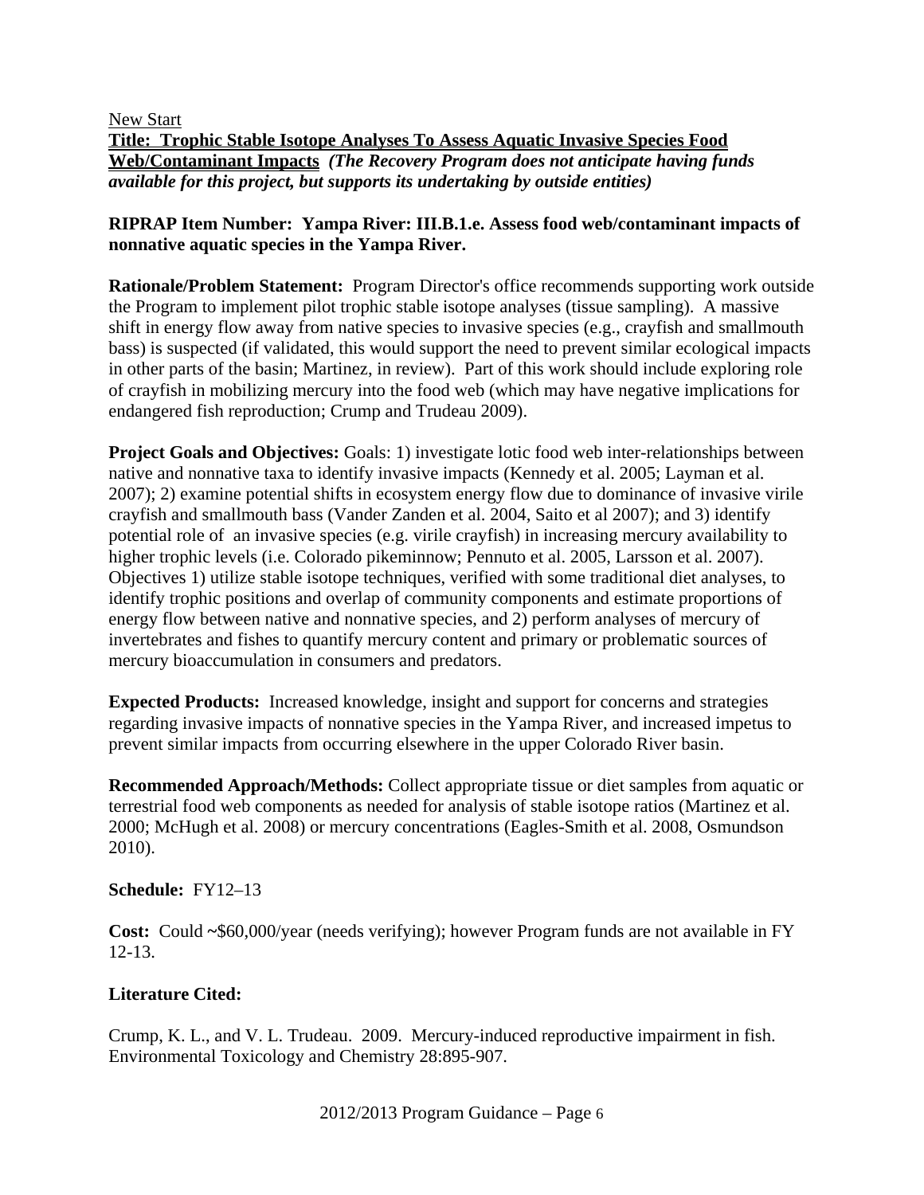New Start

**Title: Trophic Stable Isotope Analyses To Assess Aquatic Invasive Species Food Web/Contaminant Impacts** ***(The Recovery Program does not anticipate having funds available for this project, but supports its undertaking by outside entities)***

**RIPRAP Item Number: Yampa River: III.B.1.e. Assess food web/contaminant impacts of nonnative aquatic species in the Yampa River.**

**Rationale/Problem Statement:** Program Director's office recommends supporting work outside the Program to implement pilot trophic stable isotope analyses (tissue sampling). A massive shift in energy flow away from native species to invasive species (e.g., crayfish and smallmouth bass) is suspected (if validated, this would support the need to prevent similar ecological impacts in other parts of the basin; Martinez, in review). Part of this work should include exploring role of crayfish in mobilizing mercury into the food web (which may have negative implications for endangered fish reproduction; Crump and Trudeau 2009).

**Project Goals and Objectives:** Goals: 1) investigate lotic food web inter-relationships between native and nonnative taxa to identify invasive impacts (Kennedy et al. 2005; Layman et al. 2007); 2) examine potential shifts in ecosystem energy flow due to dominance of invasive virile crayfish and smallmouth bass (Vander Zanden et al. 2004, Saito et al 2007); and 3) identify potential role of an invasive species (e.g. virile crayfish) in increasing mercury availability to higher trophic levels (i.e. Colorado pikeminnow; Pennuto et al. 2005, Larsson et al. 2007). Objectives 1) utilize stable isotope techniques, verified with some traditional diet analyses, to identify trophic positions and overlap of community components and estimate proportions of energy flow between native and nonnative species, and 2) perform analyses of mercury of invertebrates and fishes to quantify mercury content and primary or problematic sources of mercury bioaccumulation in consumers and predators.

**Expected Products:** Increased knowledge, insight and support for concerns and strategies regarding invasive impacts of nonnative species in the Yampa River, and increased impetus to prevent similar impacts from occurring elsewhere in the upper Colorado River basin.

**Recommended Approach/Methods:** Collect appropriate tissue or diet samples from aquatic or terrestrial food web components as needed for analysis of stable isotope ratios (Martinez et al. 2000; McHugh et al. 2008) or mercury concentrations (Eagles-Smith et al. 2008, Osmundson 2010).

**Schedule:** FY12–13

**Cost:** Could **~**$60,000/year (needs verifying); however Program funds are not available in FY 12-13.

**Literature Cited:**

Crump, K. L., and V. L. Trudeau. 2009. Mercury-induced reproductive impairment in fish. Environmental Toxicology and Chemistry 28:895-907.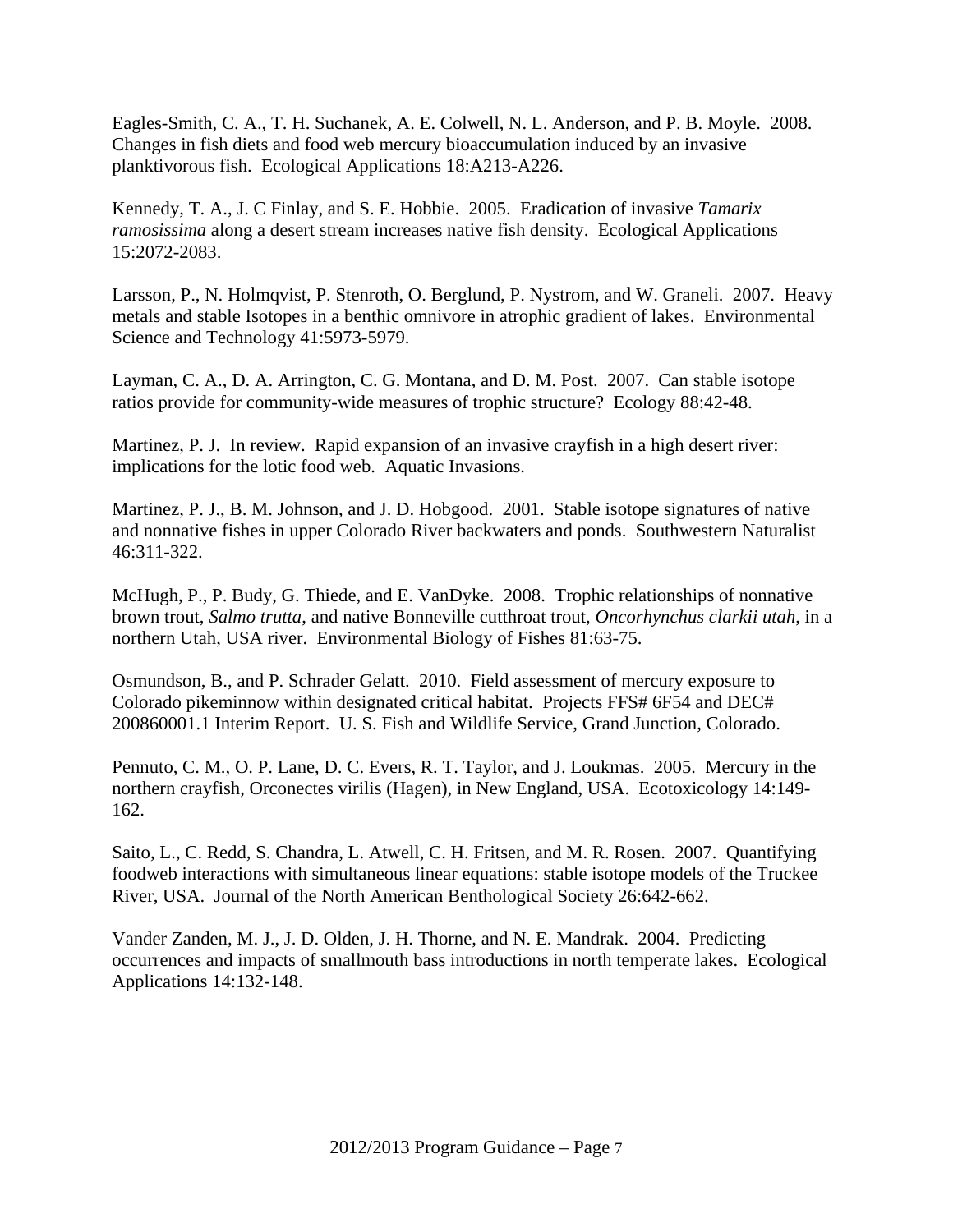Eagles-Smith, C. A., T. H. Suchanek, A. E. Colwell, N. L. Anderson, and P. B. Moyle. 2008. Changes in fish diets and food web mercury bioaccumulation induced by an invasive planktivorous fish. Ecological Applications 18:A213-A226.

Kennedy, T. A., J. C Finlay, and S. E. Hobbie. 2005. Eradication of invasive *Tamarix ramosissima* along a desert stream increases native fish density. Ecological Applications 15:2072-2083.

Larsson, P., N. Holmqvist, P. Stenroth, O. Berglund, P. Nystrom, and W. Graneli. 2007. Heavy metals and stable Isotopes in a benthic omnivore in atrophic gradient of lakes. Environmental Science and Technology 41:5973-5979.

Layman, C. A., D. A. Arrington, C. G. Montana, and D. M. Post. 2007. Can stable isotope ratios provide for community-wide measures of trophic structure? Ecology 88:42-48.

Martinez, P. J. In review. Rapid expansion of an invasive crayfish in a high desert river: implications for the lotic food web. Aquatic Invasions.

Martinez, P. J., B. M. Johnson, and J. D. Hobgood. 2001. Stable isotope signatures of native and nonnative fishes in upper Colorado River backwaters and ponds. Southwestern Naturalist 46:311-322.

McHugh, P., P. Budy, G. Thiede, and E. VanDyke. 2008. Trophic relationships of nonnative brown trout, *Salmo trutta*, and native Bonneville cutthroat trout, *Oncorhynchus clarkii utah*, in a northern Utah, USA river. Environmental Biology of Fishes 81:63-75.

Osmundson, B., and P. Schrader Gelatt. 2010. Field assessment of mercury exposure to Colorado pikeminnow within designated critical habitat. Projects FFS# 6F54 and DEC# 200860001.1 Interim Report. U. S. Fish and Wildlife Service, Grand Junction, Colorado.

Pennuto, C. M., O. P. Lane, D. C. Evers, R. T. Taylor, and J. Loukmas. 2005. Mercury in the northern crayfish, Orconectes virilis (Hagen), in New England, USA. Ecotoxicology 14:149-162.

Saito, L., C. Redd, S. Chandra, L. Atwell, C. H. Fritsen, and M. R. Rosen. 2007. Quantifying foodweb interactions with simultaneous linear equations: stable isotope models of the Truckee River, USA. Journal of the North American Benthological Society 26:642-662.

Vander Zanden, M. J., J. D. Olden, J. H. Thorne, and N. E. Mandrak. 2004. Predicting occurrences and impacts of smallmouth bass introductions in north temperate lakes. Ecological Applications 14:132-148.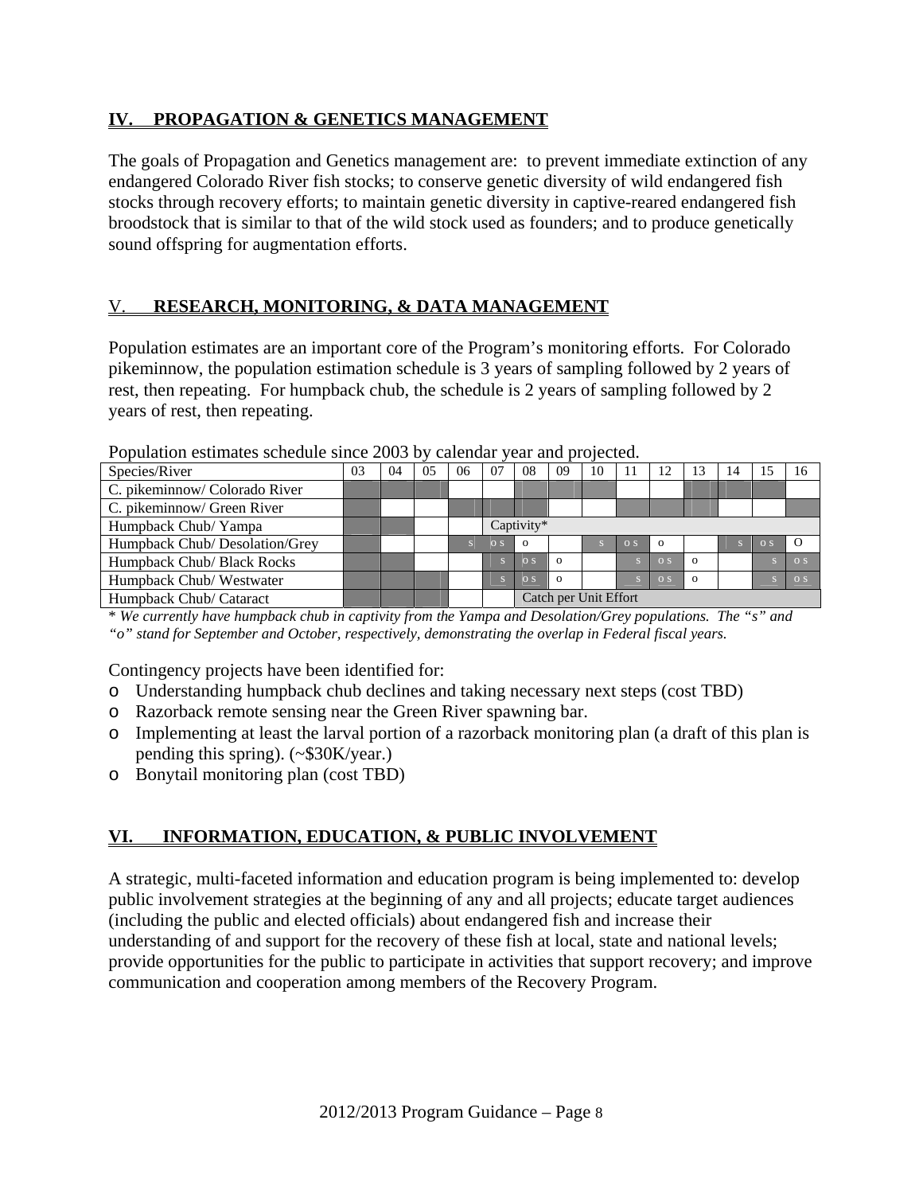## IV. PROPAGATION & GENETICS MANAGEMENT

The goals of Propagation and Genetics management are: to prevent immediate extinction of any endangered Colorado River fish stocks; to conserve genetic diversity of wild endangered fish stocks through recovery efforts; to maintain genetic diversity in captive-reared endangered fish broodstock that is similar to that of the wild stock used as founders; and to produce genetically sound offspring for augmentation efforts.

## V. RESEARCH, MONITORING, & DATA MANAGEMENT

Population estimates are an important core of the Program's monitoring efforts. For Colorado pikeminnow, the population estimation schedule is 3 years of sampling followed by 2 years of rest, then repeating. For humpback chub, the schedule is 2 years of sampling followed by 2 years of rest, then repeating.

Population estimates schedule since 2003 by calendar year and projected.

| Species/River | 03 | 04 | 05 | 06 | 07 | 08 | 09 | 10 | 11 | 12 | 13 | 14 | 15 | 16 |
|---|---|---|---|---|---|---|---|---|---|---|---|---|---|---|
| C. pikeminnow/ Colorado River | | | | | | | | | | | | | | |
| C. pikeminnow/ Green River | | | | | | | | | | | | | | |
| Humpback Chub/ Yampa | | | | | Captivity* | | | | | | | | | |
| Humpback Chub/ Desolation/Grey | | | | s | o s | o | | s | o s | o | | s | o s | O |
| Humpback Chub/ Black Rocks | | | | | s | o s | o | | s | o s | o | | s | o s |
| Humpback Chub/ Westwater | | | | | s | o s | o | | s | o s | o | | s | o s |
| Humpback Chub/ Cataract | | | | | | Catch per Unit Effort | | | | | | | | |

*\* We currently have humpback chub in captivity from the Yampa and Desolation/Grey populations. The "s" and "o" stand for September and October, respectively, demonstrating the overlap in Federal fiscal years.*

Contingency projects have been identified for:

- Understanding humpback chub declines and taking necessary next steps (cost TBD)
- Razorback remote sensing near the Green River spawning bar.
- Implementing at least the larval portion of a razorback monitoring plan (a draft of this plan is pending this spring). (~$30K/year.)
- Bonytail monitoring plan (cost TBD)

## VI. INFORMATION, EDUCATION, & PUBLIC INVOLVEMENT

A strategic, multi-faceted information and education program is being implemented to: develop public involvement strategies at the beginning of any and all projects; educate target audiences (including the public and elected officials) about endangered fish and increase their understanding of and support for the recovery of these fish at local, state and national levels; provide opportunities for the public to participate in activities that support recovery; and improve communication and cooperation among members of the Recovery Program.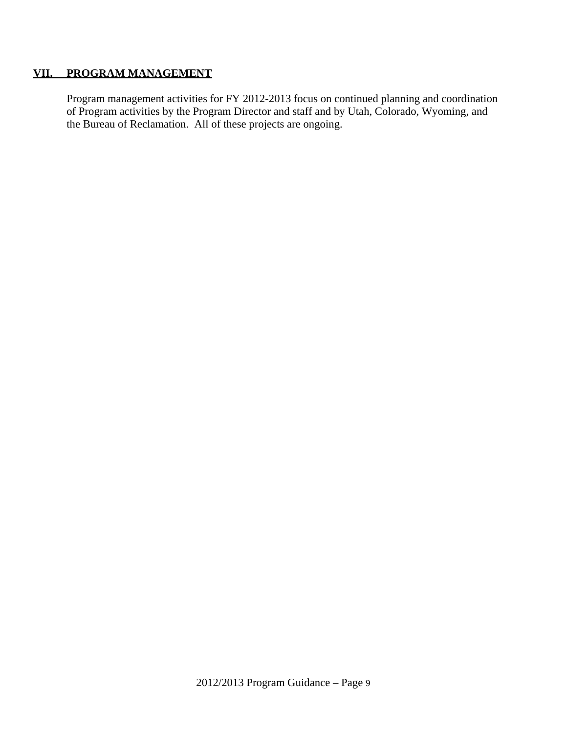## VII. PROGRAM MANAGEMENT

Program management activities for FY 2012-2013 focus on continued planning and coordination of Program activities by the Program Director and staff and by Utah, Colorado, Wyoming, and the Bureau of Reclamation. All of these projects are ongoing.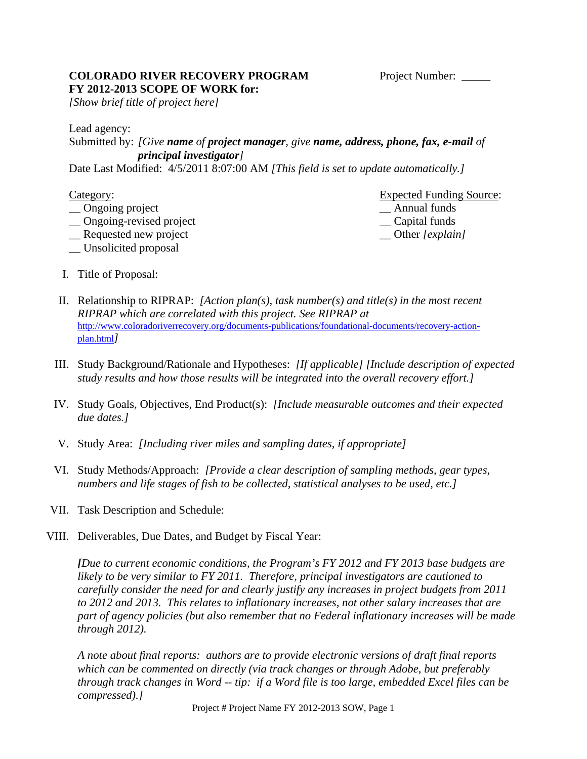**COLORADO RIVER RECOVERY PROGRAM** Project Number: _____
**FY 2012-2013 SCOPE OF WORK for:**
*[Show brief title of project here]*

Lead agency:
Submitted by: *[Give **name** of **project manager**, give **name, address, phone, fax, e-mail** of **principal investigator**]*
Date Last Modified: 4/5/2011 8:07:00 AM *[This field is set to update automatically.]*

Category:
__ Ongoing project
__ Ongoing-revised project
__ Requested new project
__ Unsolicited proposal

Expected Funding Source:
__ Annual funds
__ Capital funds
__ Other *[explain]*

I. Title of Proposal:

II. Relationship to RIPRAP: *[Action plan(s), task number(s) and title(s) in the most recent RIPRAP which are correlated with this project. See RIPRAP at* http://www.coloradoriverrecovery.org/documents-publications/foundational-documents/recovery-action-plan.html*]*

III. Study Background/Rationale and Hypotheses: *[If applicable] [Include description of expected study results and how those results will be integrated into the overall recovery effort.]*

IV. Study Goals, Objectives, End Product(s): *[Include measurable outcomes and their expected due dates.]*

V. Study Area: *[Including river miles and sampling dates, if appropriate]*

VI. Study Methods/Approach: *[Provide a clear description of sampling methods, gear types, numbers and life stages of fish to be collected, statistical analyses to be used, etc.]*

VII. Task Description and Schedule:

VIII. Deliverables, Due Dates, and Budget by Fiscal Year:

*[Due to current economic conditions, the Program's FY 2012 and FY 2013 base budgets are likely to be very similar to FY 2011. Therefore, principal investigators are cautioned to carefully consider the need for and clearly justify any increases in project budgets from 2011 to 2012 and 2013. This relates to inflationary increases, not other salary increases that are part of agency policies (but also remember that no Federal inflationary increases will be made through 2012).*

*A note about final reports: authors are to provide electronic versions of draft final reports which can be commented on directly (via track changes or through Adobe, but preferably through track changes in Word -- tip: if a Word file is too large, embedded Excel files can be compressed).]*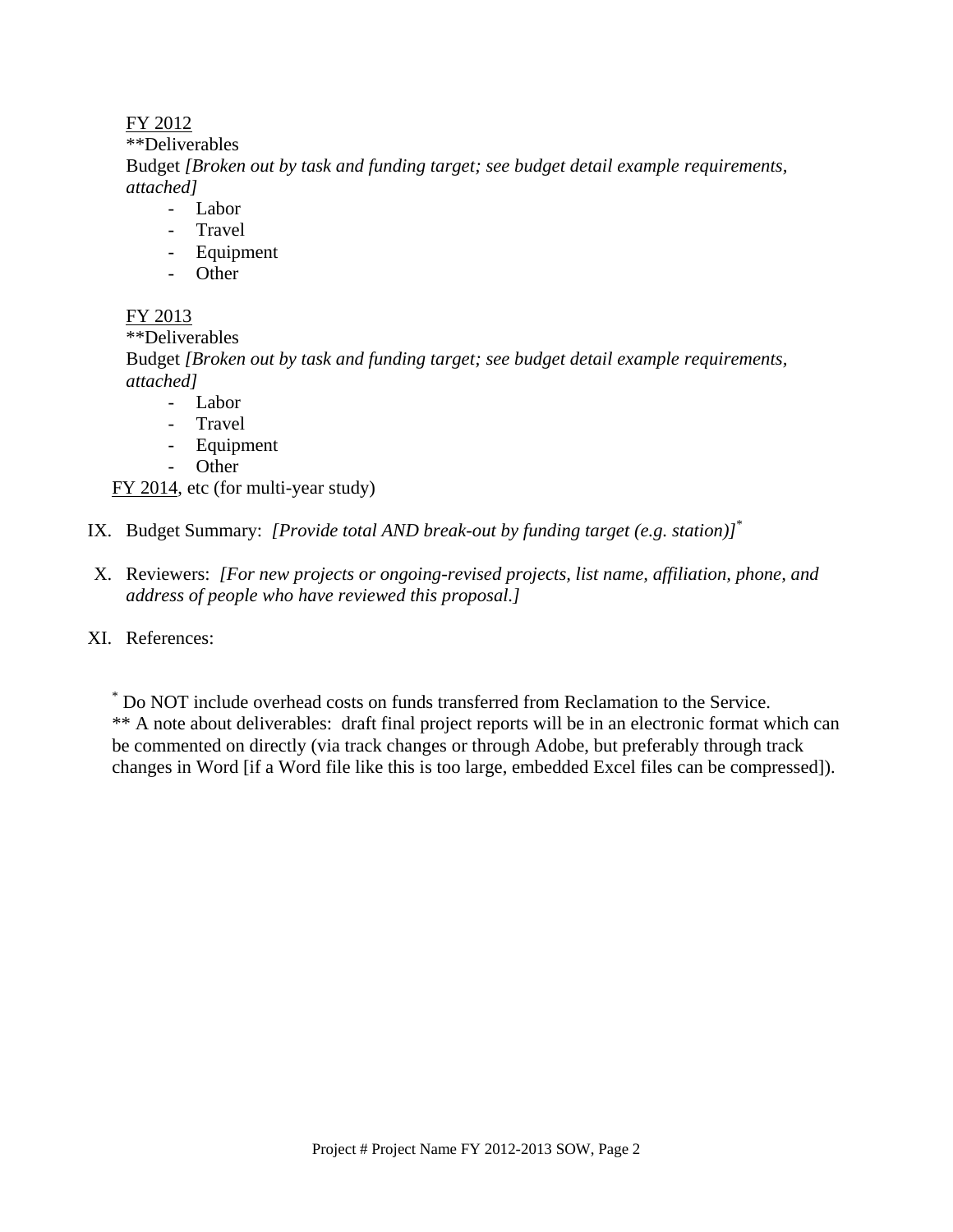<u>FY 2012</u>

\*\*Deliverables

Budget *[Broken out by task and funding target; see budget detail example requirements, attached]*

- Labor
- Travel
- Equipment
- Other

<u>FY 2013</u>

\*\*Deliverables

Budget *[Broken out by task and funding target; see budget detail example requirements, attached]*

- Labor
- Travel
- Equipment
- Other

<u>FY 2014</u>, etc (for multi-year study)

IX. Budget Summary: *[Provide total AND break-out by funding target (e.g. station)]*[*]

X. Reviewers: *[For new projects or ongoing-revised projects, list name, affiliation, phone, and address of people who have reviewed this proposal.]*

XI. References:

[*] Do NOT include overhead costs on funds transferred from Reclamation to the Service.

\*\* A note about deliverables: draft final project reports will be in an electronic format which can be commented on directly (via track changes or through Adobe, but preferably through track changes in Word [if a Word file like this is too large, embedded Excel files can be compressed]).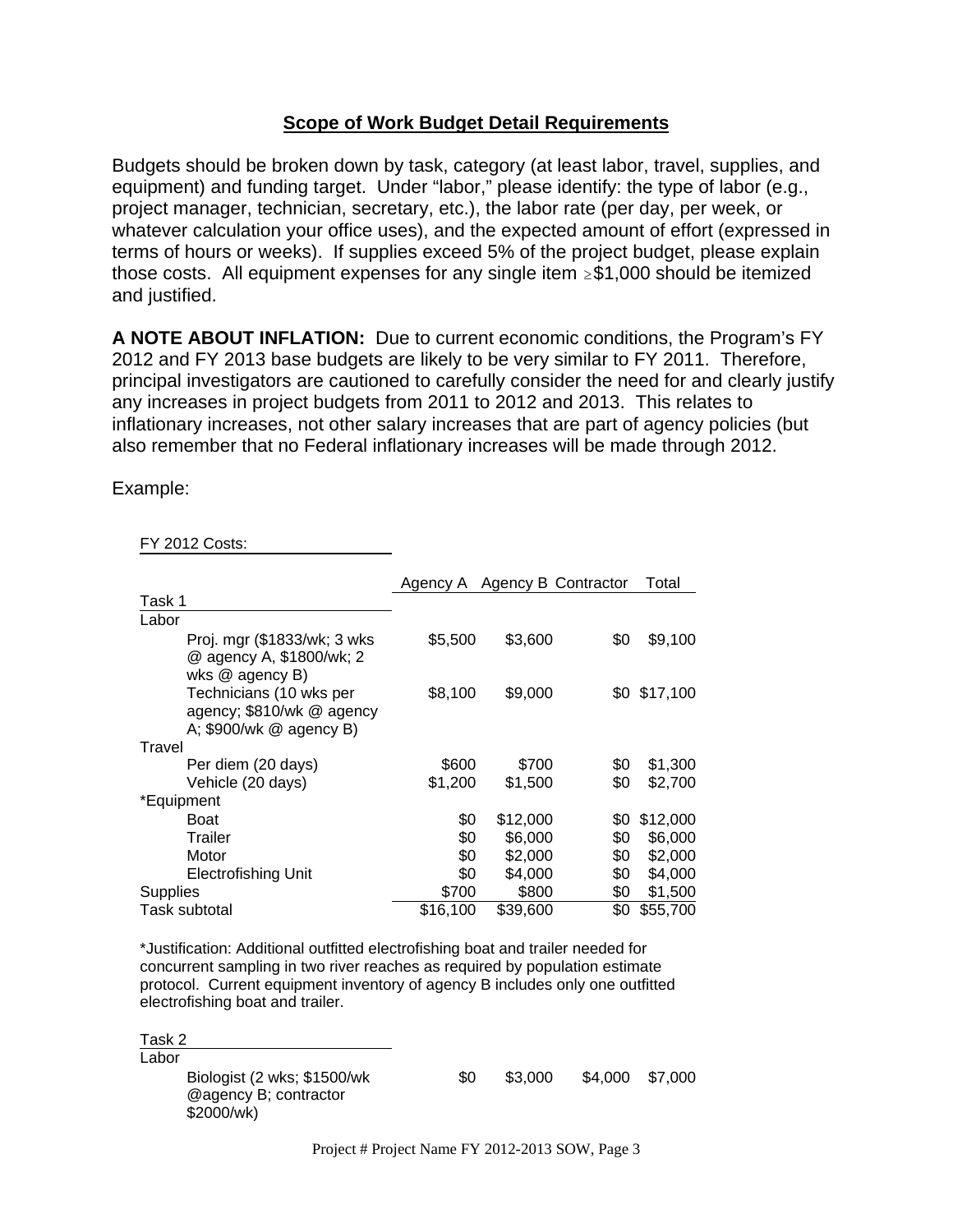## Scope of Work Budget Detail Requirements

Budgets should be broken down by task, category (at least labor, travel, supplies, and equipment) and funding target. Under "labor," please identify: the type of labor (e.g., project manager, technician, secretary, etc.), the labor rate (per day, per week, or whatever calculation your office uses), and the expected amount of effort (expressed in terms of hours or weeks). If supplies exceed 5% of the project budget, please explain those costs. All equipment expenses for any single item ≥$1,000 should be itemized and justified.

**A NOTE ABOUT INFLATION:** Due to current economic conditions, the Program's FY 2012 and FY 2013 base budgets are likely to be very similar to FY 2011. Therefore, principal investigators are cautioned to carefully consider the need for and clearly justify any increases in project budgets from 2011 to 2012 and 2013. This relates to inflationary increases, not other salary increases that are part of agency policies (but also remember that no Federal inflationary increases will be made through 2012.

Example:

FY 2012 Costs:

| | Agency A | Agency B | Contractor | Total |
|---|---|---|---|---|
| **Task 1** | | | | |
| Labor | | | | |
| Proj. mgr ($1833/wk; 3 wks @ agency A, $1800/wk; 2 wks @ agency B) | $5,500 | $3,600 | $0 | $9,100 |
| Technicians (10 wks per agency; $810/wk @ agency A; $900/wk @ agency B) | $8,100 | $9,000 | $0 | $17,100 |
| Travel | | | | |
| Per diem (20 days) | $600 | $700 | $0 | $1,300 |
| Vehicle (20 days) | $1,200 | $1,500 | $0 | $2,700 |
| *Equipment | | | | |
| Boat | $0 | $12,000 | $0 | $12,000 |
| Trailer | $0 | $6,000 | $0 | $6,000 |
| Motor | $0 | $2,000 | $0 | $2,000 |
| Electrofishing Unit | $0 | $4,000 | $0 | $4,000 |
| Supplies | $700 | $800 | $0 | $1,500 |
| Task subtotal | $16,100 | $39,600 | $0 | $55,700 |

*Justification: Additional outfitted electrofishing boat and trailer needed for concurrent sampling in two river reaches as required by population estimate protocol. Current equipment inventory of agency B includes only one outfitted electrofishing boat and trailer.

| | Agency A | Agency B | Contractor | Total |
|---|---|---|---|---|
| **Task 2** | | | | |
| Labor | | | | |
| Biologist (2 wks; $1500/wk @agency B; contractor $2000/wk) | $0 | $3,000 | $4,000 | $7,000 |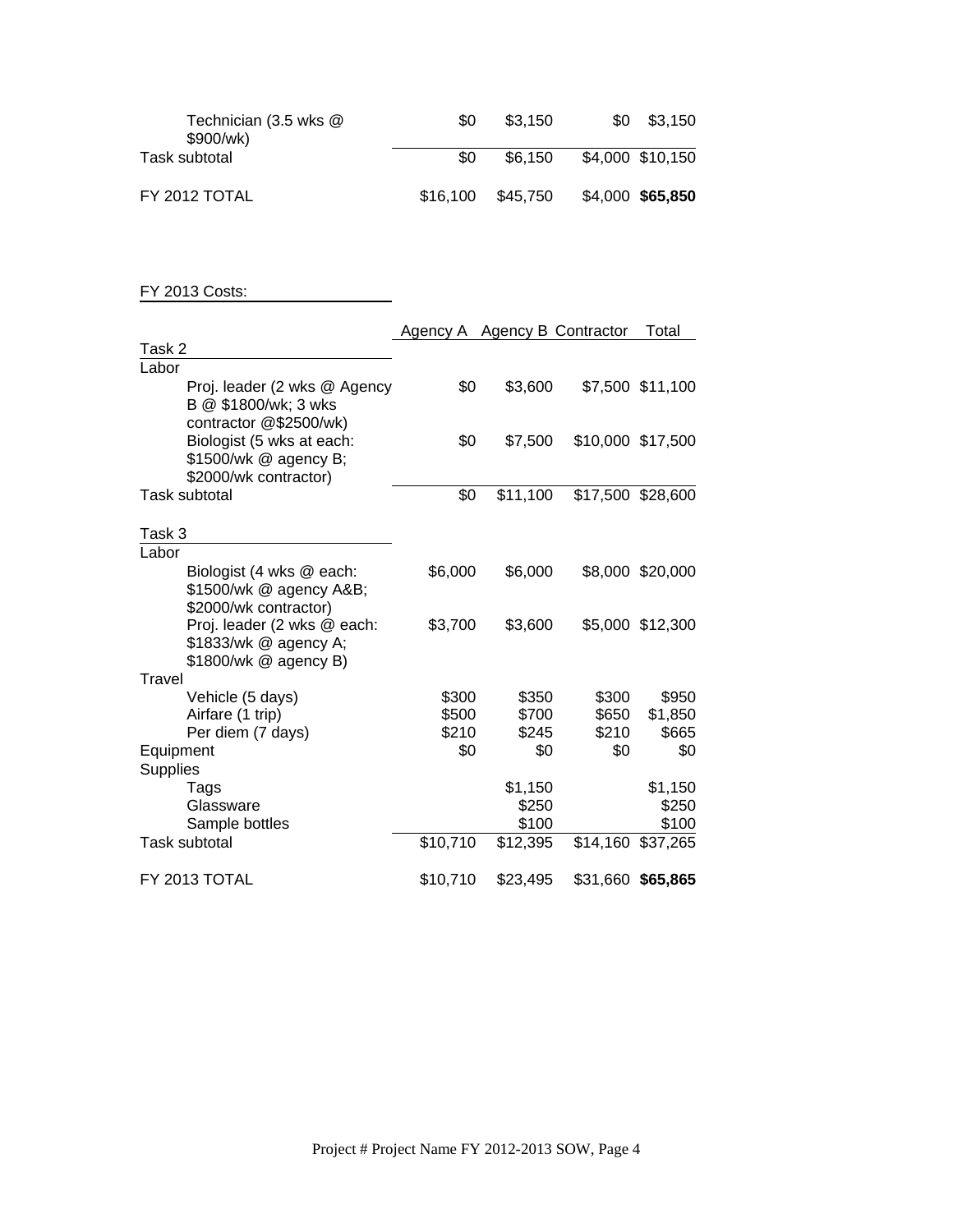| | Agency A | Agency B | Contractor | Total |
|---|---|---|---|---|
| Technician (3.5 wks @ $900/wk) | $0 | $3,150 | $0 | $3,150 |
| Task subtotal | $0 | $6,150 | $4,000 | $10,150 |
| FY 2012 TOTAL | $16,100 | $45,750 | $4,000 | **$65,850** |

FY 2013 Costs:

| | Agency A | Agency B | Contractor | Total |
|---|---|---|---|---|
| Task 2 | | | | |
| Labor | | | | |
| Proj. leader (2 wks @ Agency B @ $1800/wk; 3 wks contractor @$2500/wk) | $0 | $3,600 | $7,500 | $11,100 |
| Biologist (5 wks at each: $1500/wk @ agency B; $2000/wk contractor) | $0 | $7,500 | $10,000 | $17,500 |
| Task subtotal | $0 | $11,100 | $17,500 | $28,600 |
| Task 3 | | | | |
| Labor | | | | |
| Biologist (4 wks @ each: $1500/wk @ agency A&B; $2000/wk contractor) | $6,000 | $6,000 | $8,000 | $20,000 |
| Proj. leader (2 wks @ each: $1833/wk @ agency A; $1800/wk @ agency B) | $3,700 | $3,600 | $5,000 | $12,300 |
| Travel | | | | |
| Vehicle (5 days) | $300 | $350 | $300 | $950 |
| Airfare (1 trip) | $500 | $700 | $650 | $1,850 |
| Per diem (7 days) | $210 | $245 | $210 | $665 |
| Equipment | $0 | $0 | $0 | $0 |
| Supplies | | | | |
| Tags | | $1,150 | | $1,150 |
| Glassware | | $250 | | $250 |
| Sample bottles | | $100 | | $100 |
| Task subtotal | $10,710 | $12,395 | $14,160 | $37,265 |
| FY 2013 TOTAL | $10,710 | $23,495 | $31,660 | **$65,865** |